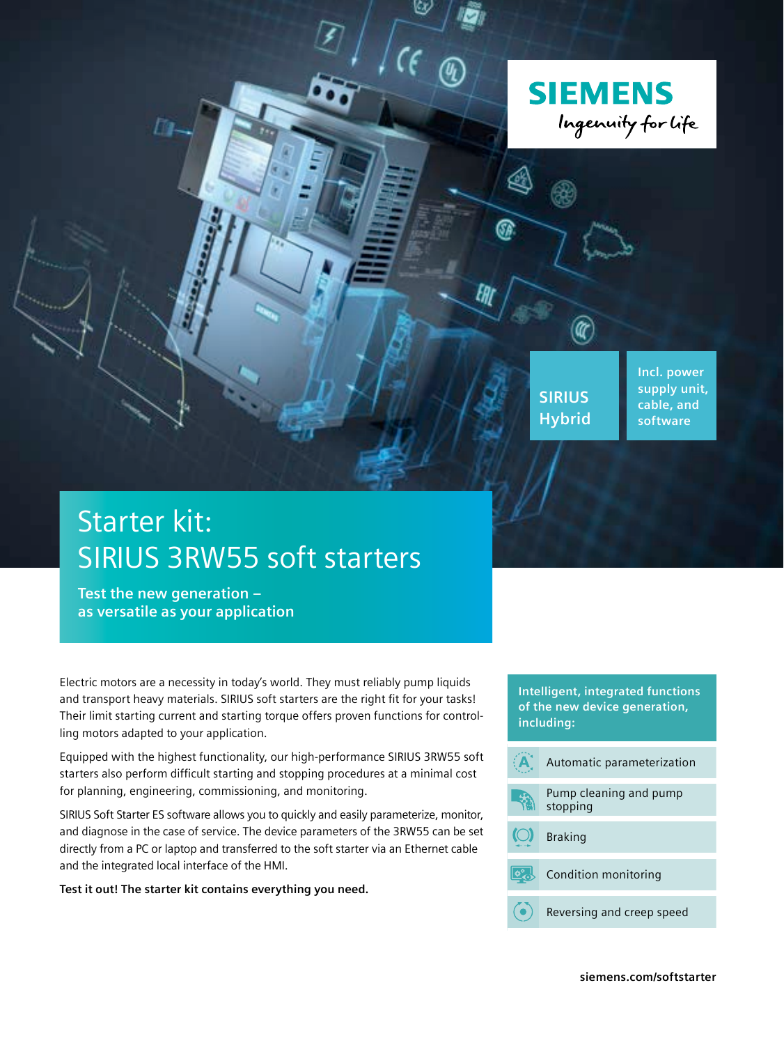SIEMENS

Ingenuity for life

SIRIUS Hybrid

Incl. power supply unit, cable, and software

# Starter kit: SIRIUS 3RW55 soft starters

**Test the new generation – as versatile as your application**

Electric motors are a necessity in today's world. They must reliably pump liquids and transport heavy materials. SIRIUS soft starters are the right fit for your tasks! Their limit starting current and starting torque offers proven functions for controlling motors adapted to your application.

Equipped with the highest functionality, our high-performance SIRIUS 3RW55 soft starters also perform difficult starting and stopping procedures at a minimal cost for planning, engineering, commissioning, and monitoring.

SIRIUS Soft Starter ES software allows you to quickly and easily parameterize, monitor, and diagnose in the case of service. The device parameters of the 3RW55 can be set directly from a PC or laptop and transferred to the soft starter via an Ethernet cable and the integrated local interface of the HMI.

**Test it out! The starter kit contains everything you need.**

**Intelligent, integrated functions of the new device generation, including:**

- Automatic parameterization
- Pump cleaning and pump stopping
- Braking
- Condition monitoring
- Reversing and creep speed

**siemens.com/softstarter**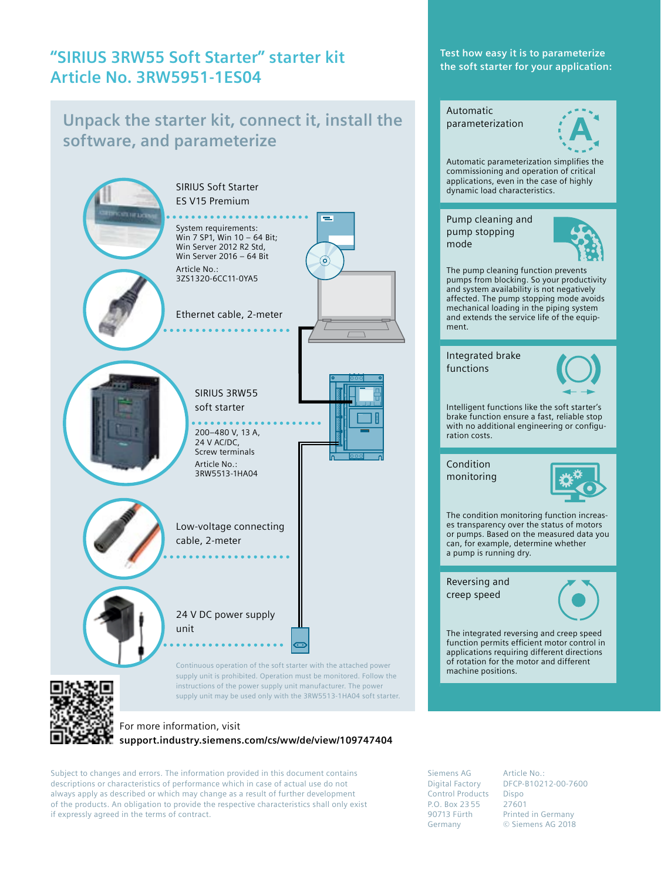# "SIRIUS 3RW55 Soft Starter" starter kit
# Article No. 3RW5951-1ES04

## Unpack the starter kit, connect it, install the software, and parameterize

SIRIUS Soft Starter
ES V15 Premium

System requirements:
Win 7 SP1, Win 10 – 64 Bit;
Win Server 2012 R2 Std,
Win Server 2016 – 64 Bit

Article No.:
3ZS1320-6CC11-0YA5

Ethernet cable, 2-meter

SIRIUS 3RW55
soft starter

200–480 V, 13 A,
24 V AC/DC,
Screw terminals

Article No.:
3RW5513-1HA04

Low-voltage connecting
cable, 2-meter

24 V DC power supply
unit

Continuous operation of the soft starter with the attached power supply unit is prohibited. Operation must be monitored. Follow the instructions of the power supply unit manufacturer. The power supply unit may be used only with the 3RW5513-1HA04 soft starter.

For more information, visit
**support.industry.siemens.com/cs/ww/de/view/109747404**

**Test how easy it is to parameterize the soft starter for your application:**

### Automatic parameterization

Automatic parameterization simplifies the commissioning and operation of critical applications, even in the case of highly dynamic load characteristics.

### Pump cleaning and pump stopping mode

The pump cleaning function prevents pumps from blocking. So your productivity and system availability is not negatively affected. The pump stopping mode avoids mechanical loading in the piping system and extends the service life of the equipment.

### Integrated brake functions

Intelligent functions like the soft starter's brake function ensure a fast, reliable stop with no additional engineering or configuration costs.

### Condition monitoring

The condition monitoring function increases transparency over the status of motors or pumps. Based on the measured data you can, for example, determine whether a pump is running dry.

### Reversing and creep speed

The integrated reversing and creep speed function permits efficient motor control in applications requiring different directions of rotation for the motor and different machine positions.

Subject to changes and errors. The information provided in this document contains descriptions or characteristics of performance which in case of actual use do not always apply as described or which may change as a result of further development of the products. An obligation to provide the respective characteristics shall only exist if expressly agreed in the terms of contract.

Siemens AG
Digital Factory
Control Products
P.O. Box 23 55
90713 Fürth
Germany

Article No.:
DFCP-B10212-00-7600
Dispo
27601
Printed in Germany
© Siemens AG 2018